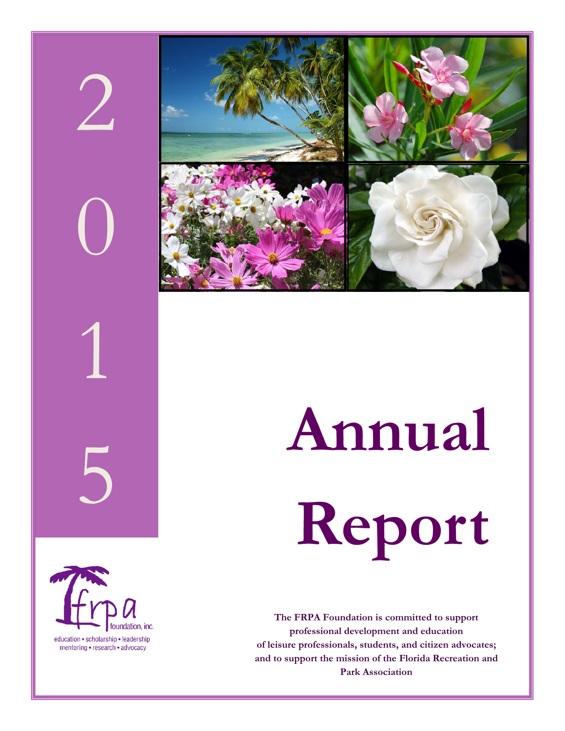# 2015

# Annual Report

frpa foundation, inc.

education • scholarship • leadership
mentoring • research • advocacy

**The FRPA Foundation is committed to support professional development and education of leisure professionals, students, and citizen advocates; and to support the mission of the Florida Recreation and Park Association**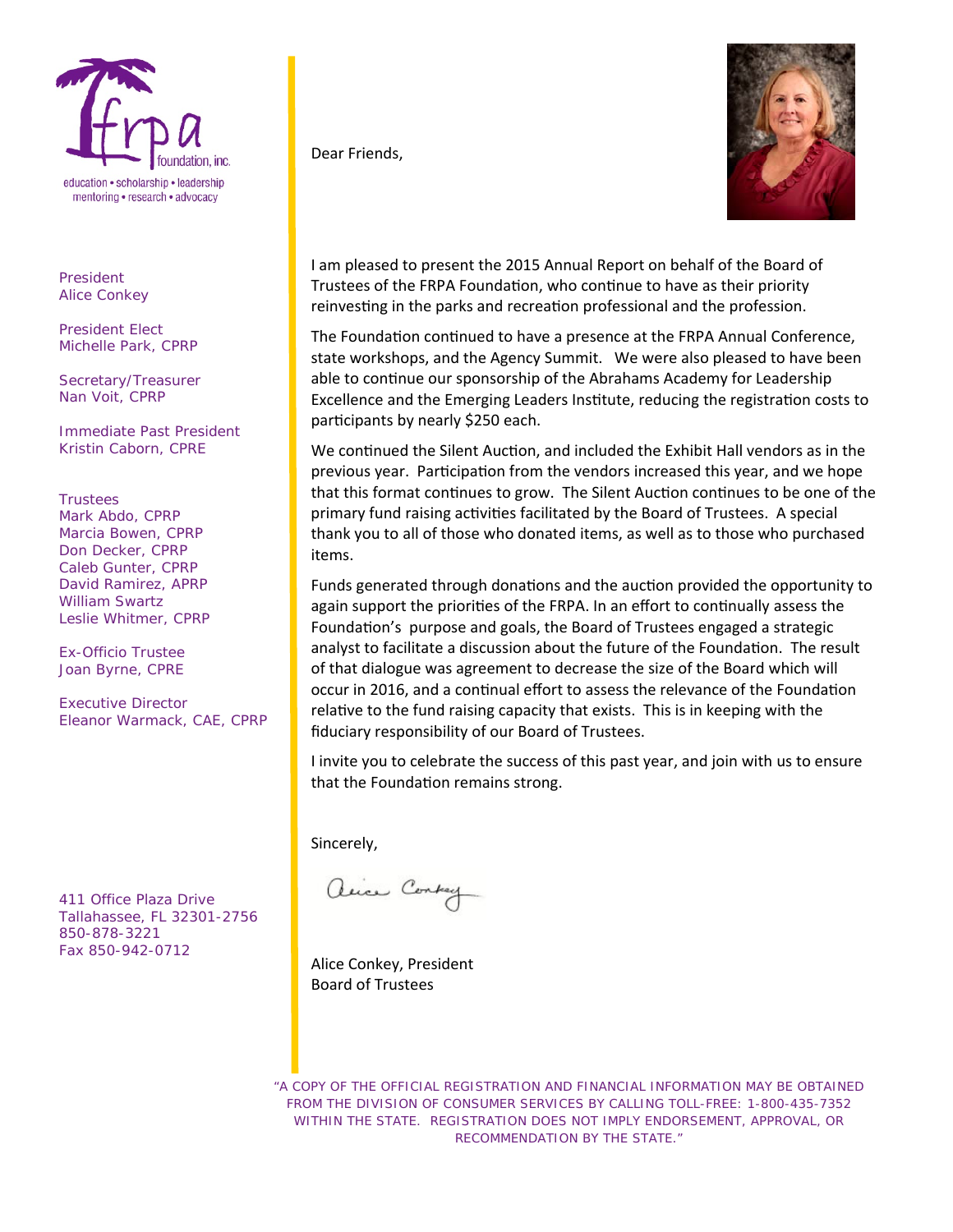education • scholarship • leadership
mentoring • research • advocacy

President
Alice Conkey

President Elect
Michelle Park, CPRP

Secretary/Treasurer
Nan Voit, CPRP

Immediate Past President
Kristin Caborn, CPRE

Trustees
Mark Abdo, CPRP
Marcia Bowen, CPRP
Don Decker, CPRP
Caleb Gunter, CPRP
David Ramirez, APRP
William Swartz
Leslie Whitmer, CPRP

Ex-Officio Trustee
Joan Byrne, CPRE

Executive Director
Eleanor Warmack, CAE, CPRP

411 Office Plaza Drive
Tallahassee, FL 32301-2756
850-878-3221
Fax 850-942-0712

Dear Friends,

I am pleased to present the 2015 Annual Report on behalf of the Board of Trustees of the FRPA Foundation, who continue to have as their priority reinvesting in the parks and recreation professional and the profession.

The Foundation continued to have a presence at the FRPA Annual Conference, state workshops, and the Agency Summit. We were also pleased to have been able to continue our sponsorship of the Abrahams Academy for Leadership Excellence and the Emerging Leaders Institute, reducing the registration costs to participants by nearly $250 each.

We continued the Silent Auction, and included the Exhibit Hall vendors as in the previous year. Participation from the vendors increased this year, and we hope that this format continues to grow. The Silent Auction continues to be one of the primary fund raising activities facilitated by the Board of Trustees. A special thank you to all of those who donated items, as well as to those who purchased items.

Funds generated through donations and the auction provided the opportunity to again support the priorities of the FRPA. In an effort to continually assess the Foundation's purpose and goals, the Board of Trustees engaged a strategic analyst to facilitate a discussion about the future of the Foundation. The result of that dialogue was agreement to decrease the size of the Board which will occur in 2016, and a continual effort to assess the relevance of the Foundation relative to the fund raising capacity that exists. This is in keeping with the fiduciary responsibility of our Board of Trustees.

I invite you to celebrate the success of this past year, and join with us to ensure that the Foundation remains strong.

Sincerely,

Alice Conkey, President
Board of Trustees

"A COPY OF THE OFFICIAL REGISTRATION AND FINANCIAL INFORMATION MAY BE OBTAINED FROM THE DIVISION OF CONSUMER SERVICES BY CALLING TOLL-FREE: 1-800-435-7352 WITHIN THE STATE. REGISTRATION DOES NOT IMPLY ENDORSEMENT, APPROVAL, OR RECOMMENDATION BY THE STATE."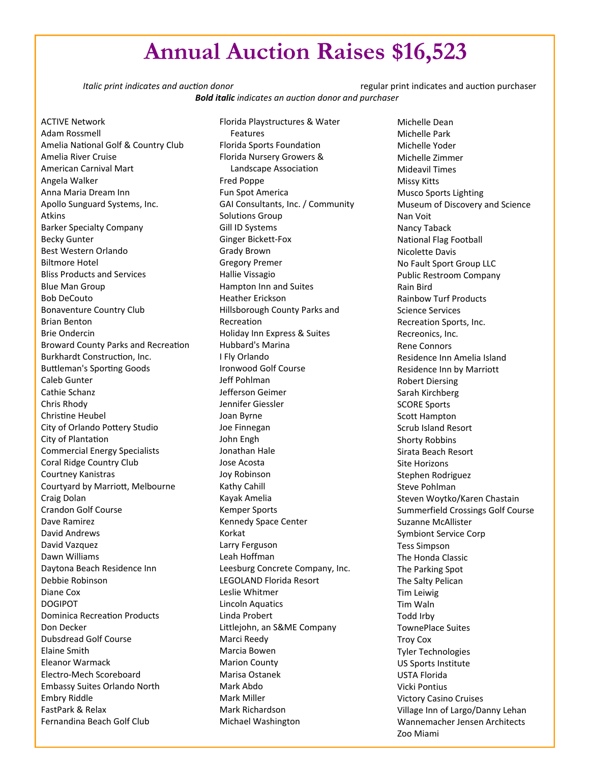# Annual Auction Raises $16,523

*Italic print indicates and auction donor*  regular print indicates and auction purchaser

***Bold italic*** *indicates an auction donor and purchaser*

ACTIVE Network
Adam Rossmell
Amelia National Golf & Country Club
Amelia River Cruise
American Carnival Mart
Angela Walker
Anna Maria Dream Inn
Apollo Sunguard Systems, Inc.
Atkins
Barker Specialty Company
Becky Gunter
Best Western Orlando
Biltmore Hotel
Bliss Products and Services
Blue Man Group
Bob DeCouto
Bonaventure Country Club
Brian Benton
Brie Ondercin
Broward County Parks and Recreation
Burkhardt Construction, Inc.
Buttleman's Sporting Goods
Caleb Gunter
Cathie Schanz
Chris Rhody
Christine Heubel
City of Orlando Pottery Studio
City of Plantation
Commercial Energy Specialists
Coral Ridge Country Club
Courtney Kanistras
Courtyard by Marriott, Melbourne
Craig Dolan
Crandon Golf Course
Dave Ramirez
David Andrews
David Vazquez
Dawn Williams
Daytona Beach Residence Inn
Debbie Robinson
Diane Cox
DOGIPOT
Dominica Recreation Products
Don Decker
Dubsdread Golf Course
Elaine Smith
Eleanor Warmack
Electro-Mech Scoreboard
Embassy Suites Orlando North
Embry Riddle
FastPark & Relax
Fernandina Beach Golf Club
Florida Playstructures & Water Features
Florida Sports Foundation
Florida Nursery Growers & Landscape Association
Fred Poppe
Fun Spot America
GAI Consultants, Inc. / Community Solutions Group
Gill ID Systems
Ginger Bickett-Fox
Grady Brown
Gregory Premer
Hallie Vissagio
Hampton Inn and Suites
Heather Erickson
Hillsborough County Parks and Recreation
Holiday Inn Express & Suites
Hubbard's Marina
I Fly Orlando
Ironwood Golf Course
Jeff Pohlman
Jefferson Geimer
Jennifer Giessler
Joan Byrne
Joe Finnegan
John Engh
Jonathan Hale
Jose Acosta
Joy Robinson
Kathy Cahill
Kayak Amelia
Kemper Sports
Kennedy Space Center
Korkat
Larry Ferguson
Leah Hoffman
Leesburg Concrete Company, Inc.
LEGOLAND Florida Resort
Leslie Whitmer
Lincoln Aquatics
Linda Probert
Littlejohn, an S&ME Company
Marci Reedy
Marcia Bowen
Marion County
Marisa Ostanek
Mark Abdo
Mark Miller
Mark Richardson
Michael Washington
Michelle Dean
Michelle Park
Michelle Yoder
Michelle Zimmer
Mideavil Times
Missy Kitts
Musco Sports Lighting
Museum of Discovery and Science
Nan Voit
Nancy Taback
National Flag Football
Nicolette Davis
No Fault Sport Group LLC
Public Restroom Company
Rain Bird
Rainbow Turf Products
Science Services
Recreation Sports, Inc.
Recreonics, Inc.
Rene Connors
Residence Inn Amelia Island
Residence Inn by Marriott
Robert Diersing
Sarah Kirchberg
SCORE Sports
Scott Hampton
Scrub Island Resort
Shorty Robbins
Sirata Beach Resort
Site Horizons
Stephen Rodriguez
Steve Pohlman
Steven Woytko/Karen Chastain
Summerfield Crossings Golf Course
Suzanne McAllister
Symbiont Service Corp
Tess Simpson
The Honda Classic
The Parking Spot
The Salty Pelican
Tim Leiwig
Tim Waln
Todd Irby
TownePlace Suites
Troy Cox
Tyler Technologies
US Sports Institute
USTA Florida
Vicki Pontius
Victory Casino Cruises
Village Inn of Largo/Danny Lehan
Wannemacher Jensen Architects
Zoo Miami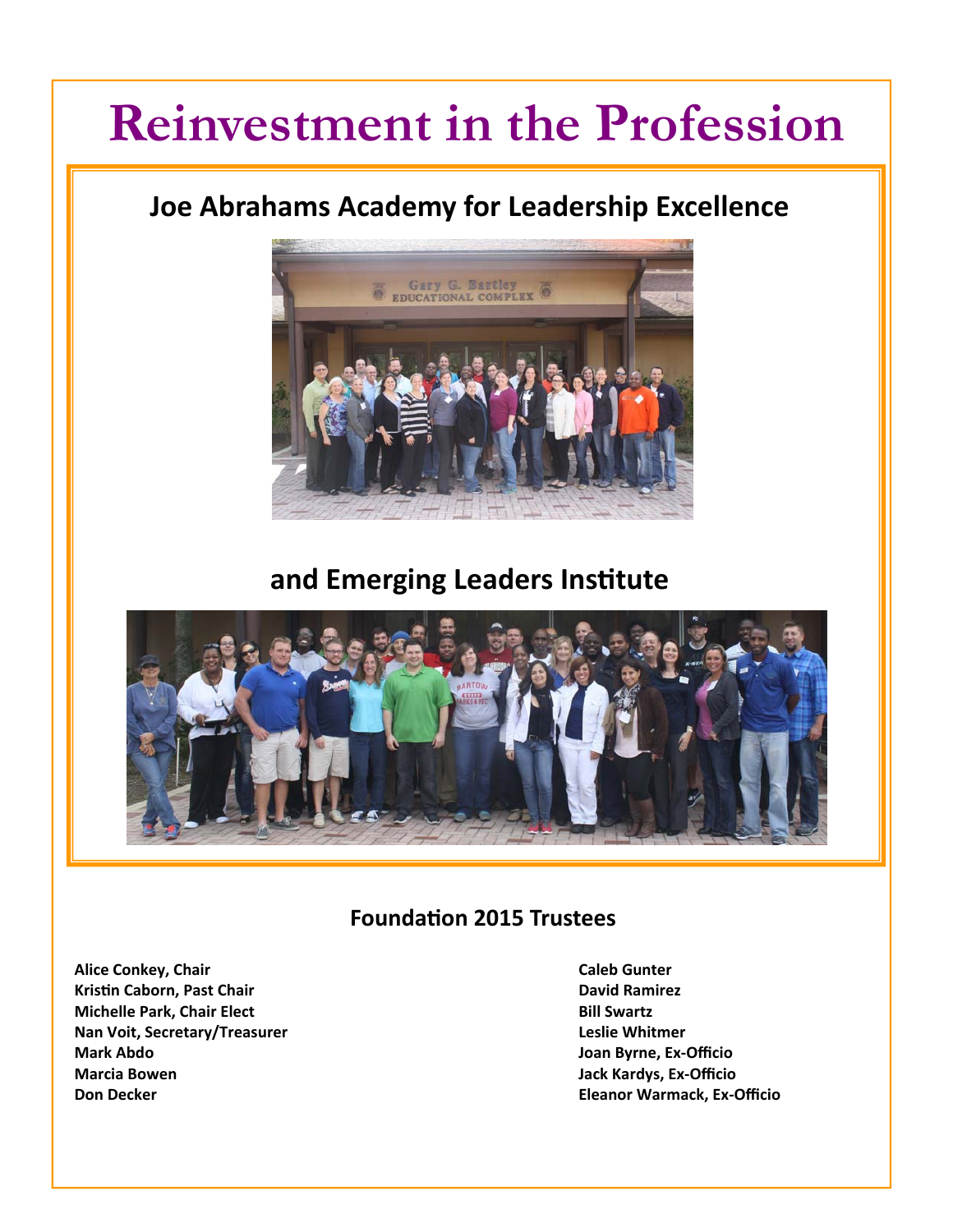# Reinvestment in the Profession

## Joe Abrahams Academy for Leadership Excellence

## and Emerging Leaders Institute

### Foundation 2015 Trustees

**Alice Conkey, Chair**
**Kristin Caborn, Past Chair**
**Michelle Park, Chair Elect**
**Nan Voit, Secretary/Treasurer**
**Mark Abdo**
**Marcia Bowen**
**Don Decker**
**Caleb Gunter**
**David Ramirez**
**Bill Swartz**
**Leslie Whitmer**
**Joan Byrne, Ex-Officio**
**Jack Kardys, Ex-Officio**
**Eleanor Warmack, Ex-Officio**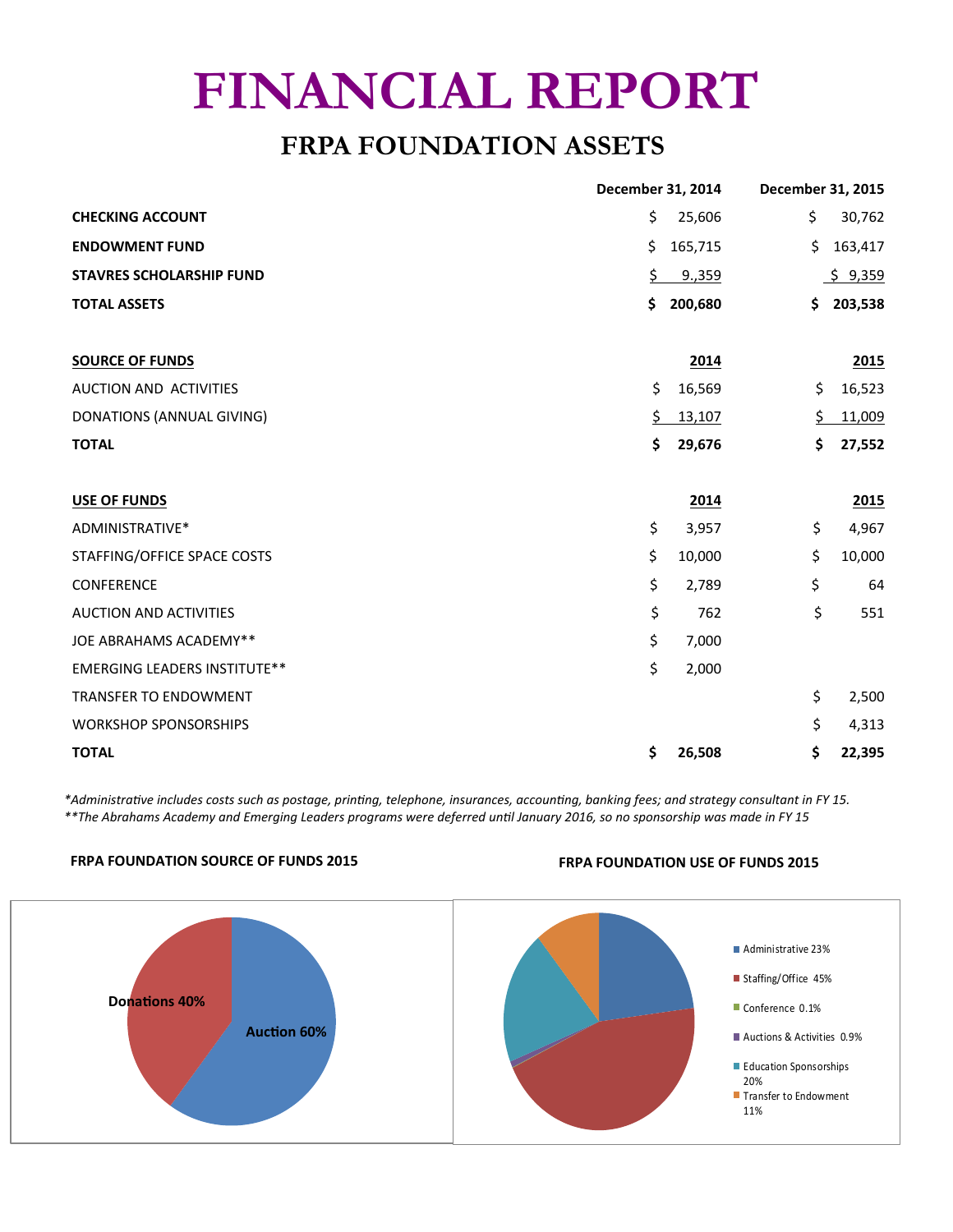# FINANCIAL REPORT

## FRPA FOUNDATION ASSETS

| | December 31, 2014 | December 31, 2015 |
|---|---|---|
| **CHECKING ACCOUNT** | $ 25,606 | $ 30,762 |
| **ENDOWMENT FUND** | $ 165,715 | $ 163,417 |
| **STAVRES SCHOLARSHIP FUND** | $ 9.,359 | $ 9,359 |
| **TOTAL ASSETS** | **$ 200,680** | **$ 203,538** |

| **SOURCE OF FUNDS** | **2014** | **2015** |
|---|---|---|
| AUCTION AND ACTIVITIES | $ 16,569 | $ 16,523 |
| DONATIONS (ANNUAL GIVING) | $ 13,107 | $ 11,009 |
| **TOTAL** | **$ 29,676** | **$ 27,552** |

| **USE OF FUNDS** | **2014** | **2015** |
|---|---|---|
| ADMINISTRATIVE* | $ 3,957 | $ 4,967 |
| STAFFING/OFFICE SPACE COSTS | $ 10,000 | $ 10,000 |
| CONFERENCE | $ 2,789 | $ 64 |
| AUCTION AND ACTIVITIES | $ 762 | $ 551 |
| JOE ABRAHAMS ACADEMY** | $ 7,000 | |
| EMERGING LEADERS INSTITUTE** | $ 2,000 | |
| TRANSFER TO ENDOWMENT | | $ 2,500 |
| WORKSHOP SPONSORSHIPS | | $ 4,313 |
| **TOTAL** | **$ 26,508** | **$ 22,395** |

*\*Administrative includes costs such as postage, printing, telephone, insurances, accounting, banking fees; and strategy consultant in FY 15.*
*\*\*The Abrahams Academy and Emerging Leaders programs were deferred until January 2016, so no sponsorship was made in FY 15*

**FRPA FOUNDATION SOURCE OF FUNDS 2015**

- Donations 40%
- Auction 60%

**FRPA FOUNDATION USE OF FUNDS 2015**

- Administrative 23%
- Staffing/Office 45%
- Conference 0.1%
- Auctions & Activities 0.9%
- Education Sponsorships 20%
- Transfer to Endowment 11%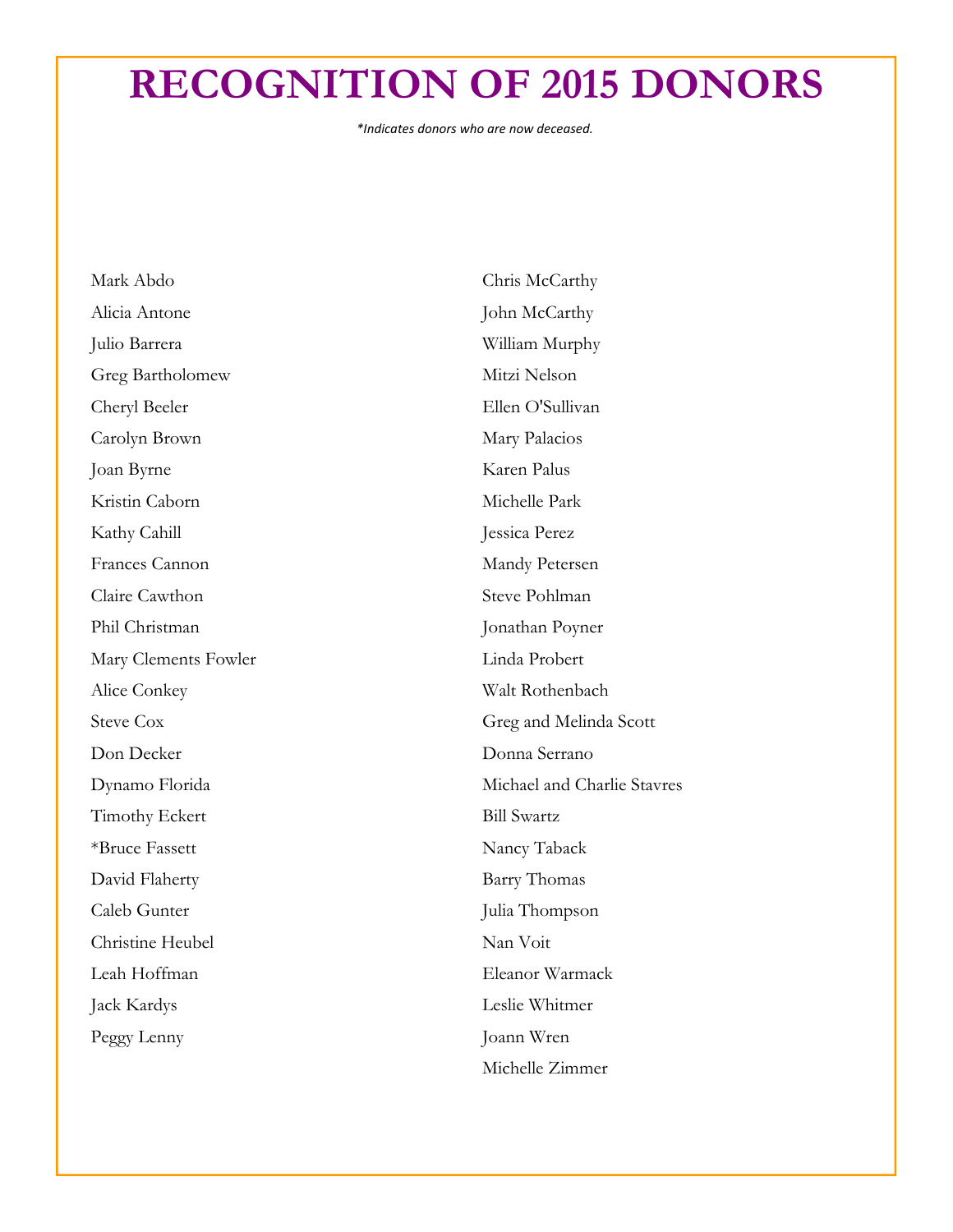# RECOGNITION OF 2015 DONORS

*\*Indicates donors who are now deceased.*

Mark Abdo
Alicia Antone
Julio Barrera
Greg Bartholomew
Cheryl Beeler
Carolyn Brown
Joan Byrne
Kristin Caborn
Kathy Cahill
Frances Cannon
Claire Cawthon
Phil Christman
Mary Clements Fowler
Alice Conkey
Steve Cox
Don Decker
Dynamo Florida
Timothy Eckert
*Bruce Fassett
David Flaherty
Caleb Gunter
Christine Heubel
Leah Hoffman
Jack Kardys
Peggy Lenny
Chris McCarthy
John McCarthy
William Murphy
Mitzi Nelson
Ellen O'Sullivan
Mary Palacios
Karen Palus
Michelle Park
Jessica Perez
Mandy Petersen
Steve Pohlman
Jonathan Poyner
Linda Probert
Walt Rothenbach
Greg and Melinda Scott
Donna Serrano
Michael and Charlie Stavres
Bill Swartz
Nancy Taback
Barry Thomas
Julia Thompson
Nan Voit
Eleanor Warmack
Leslie Whitmer
Joann Wren
Michelle Zimmer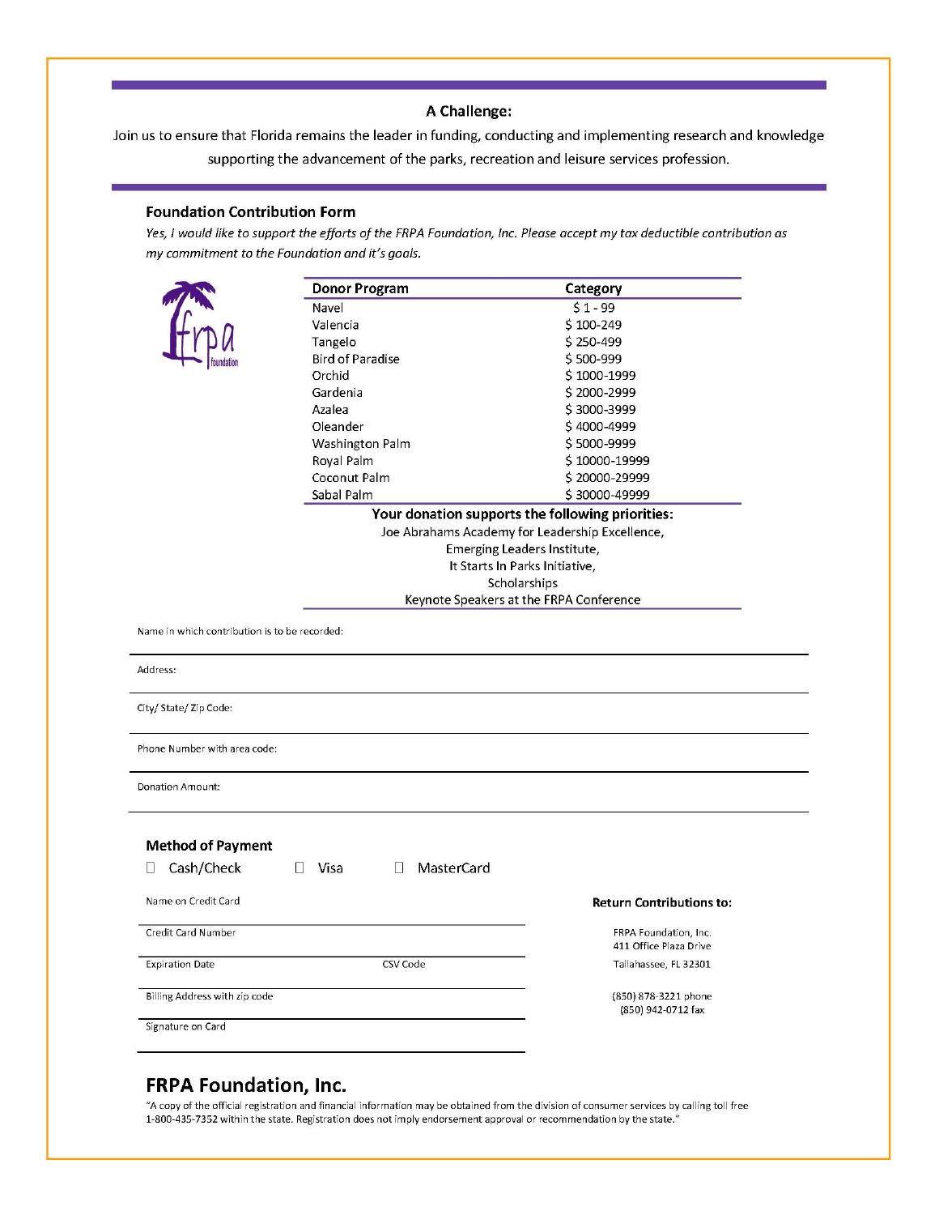## A Challenge:

Join us to ensure that Florida remains the leader in funding, conducting and implementing research and knowledge supporting the advancement of the parks, recreation and leisure services profession.

### Foundation Contribution Form

*Yes, I would like to support the efforts of the FRPA Foundation, Inc. Please accept my tax deductible contribution as my commitment to the Foundation and it's goals.*

frpa foundation

| Donor Program | Category |
|---|---|
| Navel | $ 1 - 99 |
| Valencia | $ 100-249 |
| Tangelo | $ 250-499 |
| Bird of Paradise | $ 500-999 |
| Orchid | $ 1000-1999 |
| Gardenia | $ 2000-2999 |
| Azalea | $ 3000-3999 |
| Oleander | $ 4000-4999 |
| Washington Palm | $ 5000-9999 |
| Royal Palm | $ 10000-19999 |
| Coconut Palm | $ 20000-29999 |
| Sabal Palm | $ 30000-49999 |

**Your donation supports the following priorities:**

Joe Abrahams Academy for Leadership Excellence,
Emerging Leaders Institute,
It Starts In Parks Initiative,
Scholarships
Keynote Speakers at the FRPA Conference

Name in which contribution is to be recorded:

Address:

City/ State/ Zip Code:

Phone Number with area code:

Donation Amount:

### Method of Payment

☐ Cash/Check ☐ Visa ☐ MasterCard

Name on Credit Card

Credit Card Number

Expiration Date CSV Code

Billing Address with zip code

Signature on Card

**Return Contributions to:**

FRPA Foundation, Inc.
411 Office Plaza Drive
Tallahassee, FL 32301

(850) 878-3221 phone
(850) 942-0712 fax

## FRPA Foundation, Inc.

"A copy of the official registration and financial information may be obtained from the division of consumer services by calling toll free 1-800-435-7352 within the state. Registration does not imply endorsement approval or recommendation by the state."